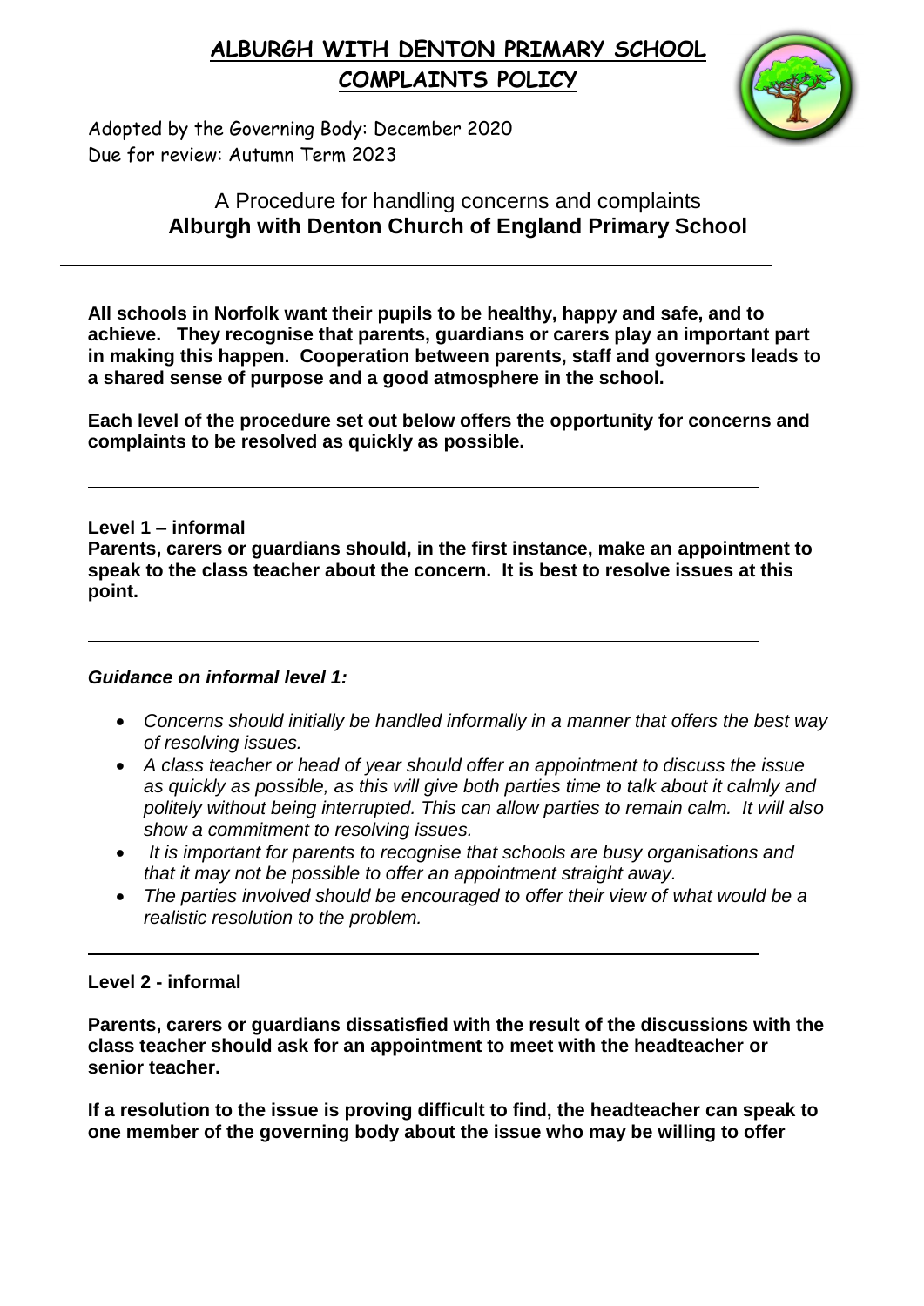# ALBURGH WITH DENTON PRIMARY SCHOOL
# COMPLAINTS POLICY

Adopted by the Governing Body: December 2020
Due for review: Autumn Term 2023

## A Procedure for handling concerns and complaints
## **Alburgh with Denton Church of England Primary School**

---

**All schools in Norfolk want their pupils to be healthy, happy and safe, and to achieve. They recognise that parents, guardians or carers play an important part in making this happen. Cooperation between parents, staff and governors leads to a shared sense of purpose and a good atmosphere in the school.**

**Each level of the procedure set out below offers the opportunity for concerns and complaints to be resolved as quickly as possible.**

---

**Level 1 – informal**

**Parents, carers or guardians should, in the first instance, make an appointment to speak to the class teacher about the concern. It is best to resolve issues at this point.**

---

***Guidance on informal level 1:***

- *Concerns should initially be handled informally in a manner that offers the best way of resolving issues.*
- *A class teacher or head of year should offer an appointment to discuss the issue as quickly as possible, as this will give both parties time to talk about it calmly and politely without being interrupted. This can allow parties to remain calm. It will also show a commitment to resolving issues.*
- *It is important for parents to recognise that schools are busy organisations and that it may not be possible to offer an appointment straight away.*
- *The parties involved should be encouraged to offer their view of what would be a realistic resolution to the problem.*

---

**Level 2 - informal**

**Parents, carers or guardians dissatisfied with the result of the discussions with the class teacher should ask for an appointment to meet with the headteacher or senior teacher.**

**If a resolution to the issue is proving difficult to find, the headteacher can speak to one member of the governing body about the issue who may be willing to offer**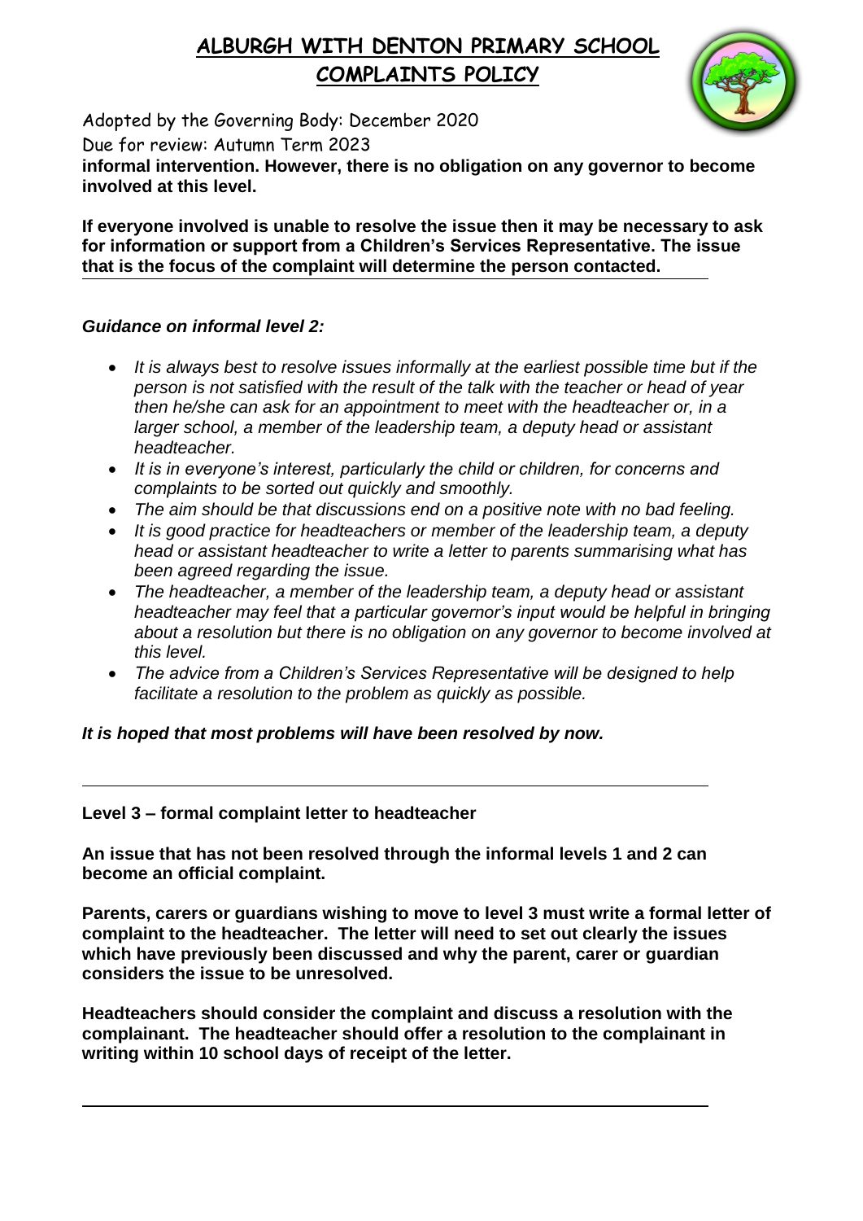**informal intervention. However, there is no obligation on any governor to become involved at this level.**

**If everyone involved is unable to resolve the issue then it may be necessary to ask for information or support from a Children's Services Representative. The issue that is the focus of the complaint will determine the person contacted.**

***Guidance on informal level 2:***

- *It is always best to resolve issues informally at the earliest possible time but if the person is not satisfied with the result of the talk with the teacher or head of year then he/she can ask for an appointment to meet with the headteacher or, in a larger school, a member of the leadership team, a deputy head or assistant headteacher.*
- *It is in everyone's interest, particularly the child or children, for concerns and complaints to be sorted out quickly and smoothly.*
- *The aim should be that discussions end on a positive note with no bad feeling.*
- *It is good practice for headteachers or member of the leadership team, a deputy head or assistant headteacher to write a letter to parents summarising what has been agreed regarding the issue.*
- *The headteacher, a member of the leadership team, a deputy head or assistant headteacher may feel that a particular governor's input would be helpful in bringing about a resolution but there is no obligation on any governor to become involved at this level.*
- *The advice from a Children's Services Representative will be designed to help facilitate a resolution to the problem as quickly as possible.*

***It is hoped that most problems will have been resolved by now.***

**Level 3 – formal complaint letter to headteacher**

**An issue that has not been resolved through the informal levels 1 and 2 can become an official complaint.**

**Parents, carers or guardians wishing to move to level 3 must write a formal letter of complaint to the headteacher. The letter will need to set out clearly the issues which have previously been discussed and why the parent, carer or guardian considers the issue to be unresolved.**

**Headteachers should consider the complaint and discuss a resolution with the complainant. The headteacher should offer a resolution to the complainant in writing within 10 school days of receipt of the letter.**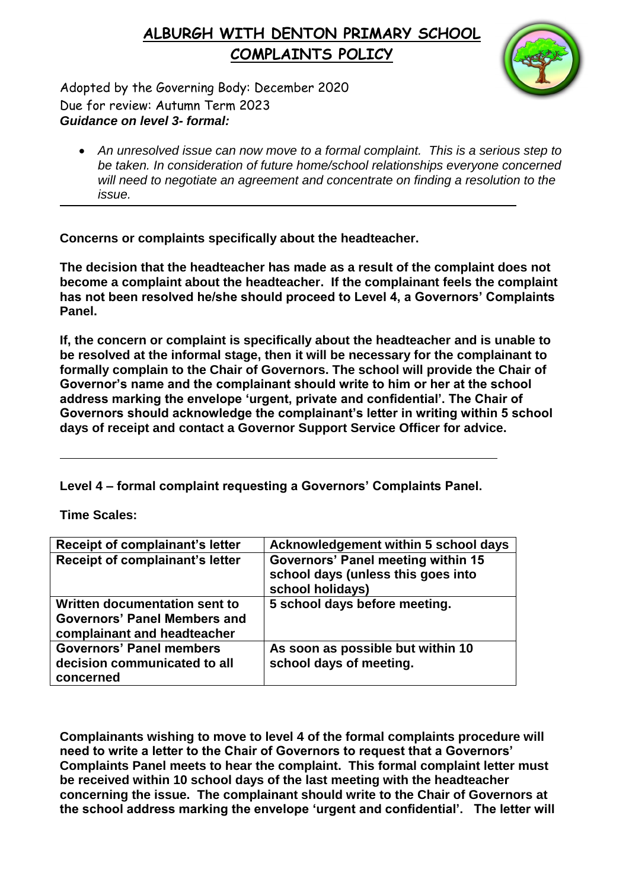# ALBURGH WITH DENTON PRIMARY SCHOOL
## COMPLAINTS POLICY

Adopted by the Governing Body: December 2020
Due for review: Autumn Term 2023

***Guidance on level 3- formal:***

- *An unresolved issue can now move to a formal complaint. This is a serious step to be taken. In consideration of future home/school relationships everyone concerned will need to negotiate an agreement and concentrate on finding a resolution to the issue.*

---

**Concerns or complaints specifically about the headteacher.**

**The decision that the headteacher has made as a result of the complaint does not become a complaint about the headteacher. If the complainant feels the complaint has not been resolved he/she should proceed to Level 4, a Governors' Complaints Panel.**

**If, the concern or complaint is specifically about the headteacher and is unable to be resolved at the informal stage, then it will be necessary for the complainant to formally complain to the Chair of Governors. The school will provide the Chair of Governor's name and the complainant should write to him or her at the school address marking the envelope 'urgent, private and confidential'. The Chair of Governors should acknowledge the complainant's letter in writing within 5 school days of receipt and contact a Governor Support Service Officer for advice.**

---

**Level 4 – formal complaint requesting a Governors' Complaints Panel.**

**Time Scales:**

| | |
|---|---|
| **Receipt of complainant's letter** | **Acknowledgement within 5 school days** |
| **Receipt of complainant's letter** | **Governors' Panel meeting within 15 school days (unless this goes into school holidays)** |
| **Written documentation sent to Governors' Panel Members and complainant and headteacher** | **5 school days before meeting.** |
| **Governors' Panel members decision communicated to all concerned** | **As soon as possible but within 10 school days of meeting.** |

**Complainants wishing to move to level 4 of the formal complaints procedure will need to write a letter to the Chair of Governors to request that a Governors' Complaints Panel meets to hear the complaint. This formal complaint letter must be received within 10 school days of the last meeting with the headteacher concerning the issue. The complainant should write to the Chair of Governors at the school address marking the envelope 'urgent and confidential'. The letter will**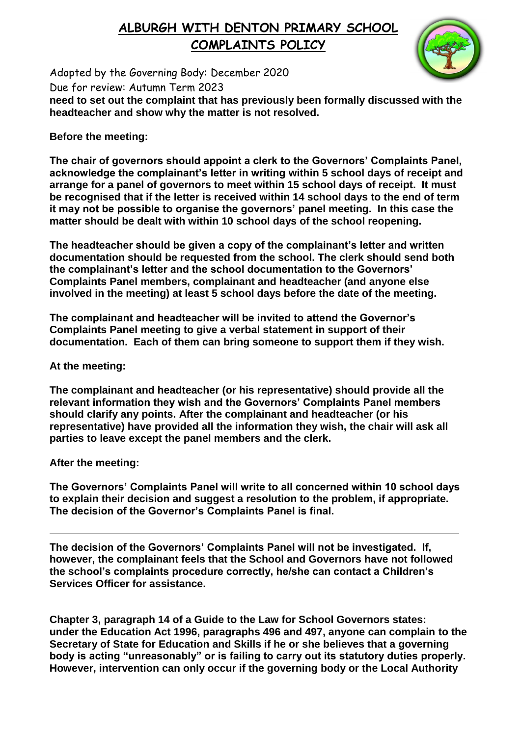need to set out the complaint that has previously been formally discussed with the headteacher and show why the matter is not resolved.

**Before the meeting:**

**The chair of governors should appoint a clerk to the Governors' Complaints Panel, acknowledge the complainant's letter in writing within 5 school days of receipt and arrange for a panel of governors to meet within 15 school days of receipt. It must be recognised that if the letter is received within 14 school days to the end of term it may not be possible to organise the governors' panel meeting. In this case the matter should be dealt with within 10 school days of the school reopening.**

**The headteacher should be given a copy of the complainant's letter and written documentation should be requested from the school. The clerk should send both the complainant's letter and the school documentation to the Governors' Complaints Panel members, complainant and headteacher (and anyone else involved in the meeting) at least 5 school days before the date of the meeting.**

**The complainant and headteacher will be invited to attend the Governor's Complaints Panel meeting to give a verbal statement in support of their documentation. Each of them can bring someone to support them if they wish.**

**At the meeting:**

**The complainant and headteacher (or his representative) should provide all the relevant information they wish and the Governors' Complaints Panel members should clarify any points. After the complainant and headteacher (or his representative) have provided all the information they wish, the chair will ask all parties to leave except the panel members and the clerk.**

**After the meeting:**

**The Governors' Complaints Panel will write to all concerned within 10 school days to explain their decision and suggest a resolution to the problem, if appropriate. The decision of the Governor's Complaints Panel is final.**

---

**The decision of the Governors' Complaints Panel will not be investigated. If, however, the complainant feels that the School and Governors have not followed the school's complaints procedure correctly, he/she can contact a Children's Services Officer for assistance.**

**Chapter 3, paragraph 14 of a Guide to the Law for School Governors states: under the Education Act 1996, paragraphs 496 and 497, anyone can complain to the Secretary of State for Education and Skills if he or she believes that a governing body is acting "unreasonably" or is failing to carry out its statutory duties properly. However, intervention can only occur if the governing body or the Local Authority**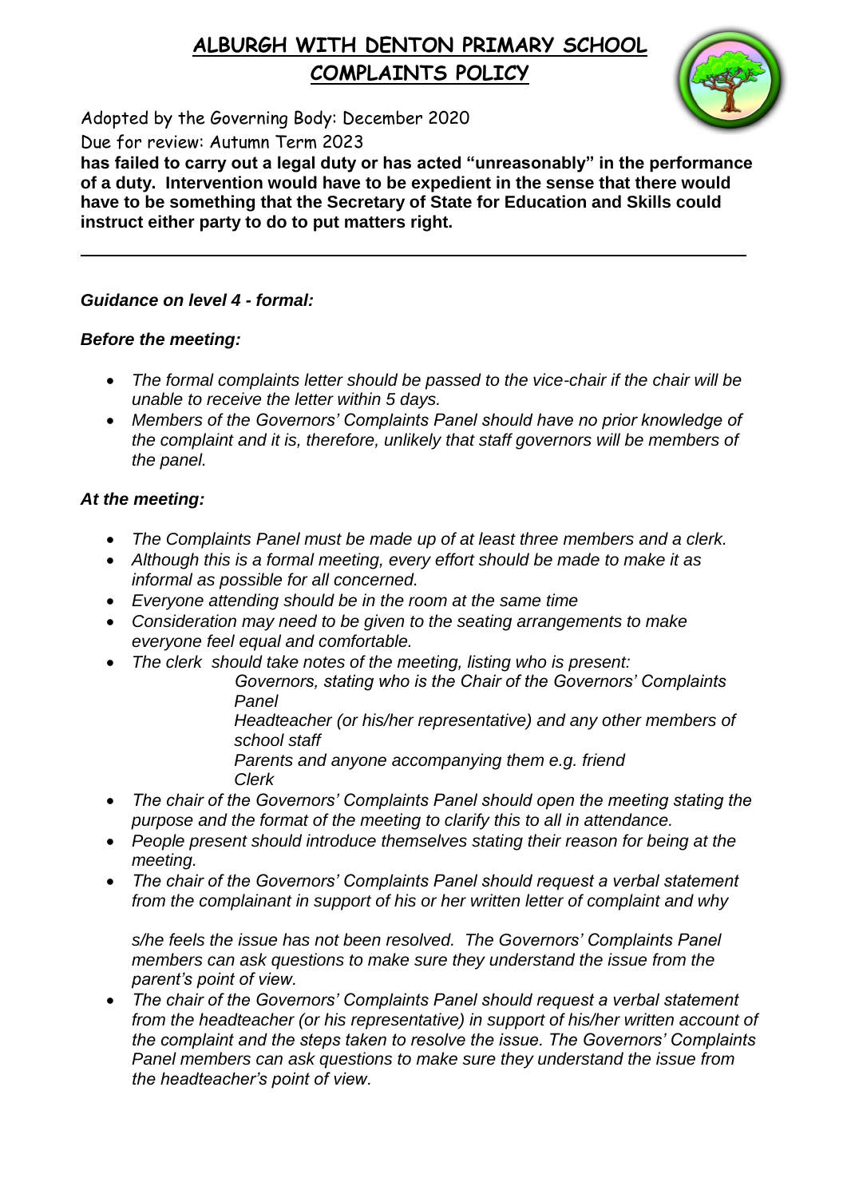**has failed to carry out a legal duty or has acted "unreasonably" in the performance of a duty. Intervention would have to be expedient in the sense that there would have to be something that the Secretary of State for Education and Skills could instruct either party to do to put matters right.**

---

***Guidance on level 4 - formal:***

***Before the meeting:***

- *The formal complaints letter should be passed to the vice-chair if the chair will be unable to receive the letter within 5 days.*
- *Members of the Governors' Complaints Panel should have no prior knowledge of the complaint and it is, therefore, unlikely that staff governors will be members of the panel.*

***At the meeting:***

- *The Complaints Panel must be made up of at least three members and a clerk.*
- *Although this is a formal meeting, every effort should be made to make it as informal as possible for all concerned.*
- *Everyone attending should be in the room at the same time*
- *Consideration may need to be given to the seating arrangements to make everyone feel equal and comfortable.*
- *The clerk should take notes of the meeting, listing who is present:*
  *Governors, stating who is the Chair of the Governors' Complaints Panel*
  *Headteacher (or his/her representative) and any other members of school staff*
  *Parents and anyone accompanying them e.g. friend*
  *Clerk*
- *The chair of the Governors' Complaints Panel should open the meeting stating the purpose and the format of the meeting to clarify this to all in attendance.*
- *People present should introduce themselves stating their reason for being at the meeting.*
- *The chair of the Governors' Complaints Panel should request a verbal statement from the complainant in support of his or her written letter of complaint and why*

  *s/he feels the issue has not been resolved. The Governors' Complaints Panel members can ask questions to make sure they understand the issue from the parent's point of view.*
- *The chair of the Governors' Complaints Panel should request a verbal statement from the headteacher (or his representative) in support of his/her written account of the complaint and the steps taken to resolve the issue. The Governors' Complaints Panel members can ask questions to make sure they understand the issue from the headteacher's point of view.*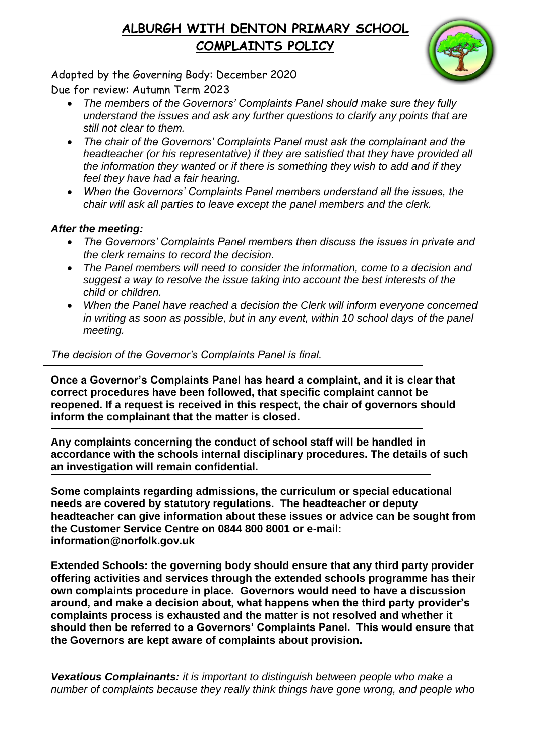# ALBURGH WITH DENTON PRIMARY SCHOOL
# COMPLAINTS POLICY

Adopted by the Governing Body: December 2020

Due for review: Autumn Term 2023

- *The members of the Governors' Complaints Panel should make sure they fully understand the issues and ask any further questions to clarify any points that are still not clear to them.*
- *The chair of the Governors' Complaints Panel must ask the complainant and the headteacher (or his representative) if they are satisfied that they have provided all the information they wanted or if there is something they wish to add and if they feel they have had a fair hearing.*
- *When the Governors' Complaints Panel members understand all the issues, the chair will ask all parties to leave except the panel members and the clerk.*

***After the meeting:***

- *The Governors' Complaints Panel members then discuss the issues in private and the clerk remains to record the decision.*
- *The Panel members will need to consider the information, come to a decision and suggest a way to resolve the issue taking into account the best interests of the child or children.*
- *When the Panel have reached a decision the Clerk will inform everyone concerned in writing as soon as possible, but in any event, within 10 school days of the panel meeting.*

*The decision of the Governor's Complaints Panel is final.*

---

**Once a Governor's Complaints Panel has heard a complaint, and it is clear that correct procedures have been followed, that specific complaint cannot be reopened. If a request is received in this respect, the chair of governors should inform the complainant that the matter is closed.**

---

**Any complaints concerning the conduct of school staff will be handled in accordance with the schools internal disciplinary procedures. The details of such an investigation will remain confidential.**

---

**Some complaints regarding admissions, the curriculum or special educational needs are covered by statutory regulations. The headteacher or deputy headteacher can give information about these issues or advice can be sought from the Customer Service Centre on 0844 800 8001 or e-mail: information@norfolk.gov.uk**

---

**Extended Schools: the governing body should ensure that any third party provider offering activities and services through the extended schools programme has their own complaints procedure in place. Governors would need to have a discussion around, and make a decision about, what happens when the third party provider's complaints process is exhausted and the matter is not resolved and whether it should then be referred to a Governors' Complaints Panel. This would ensure that the Governors are kept aware of complaints about provision.**

---

***Vexatious Complainants:*** *it is important to distinguish between people who make a number of complaints because they really think things have gone wrong, and people who*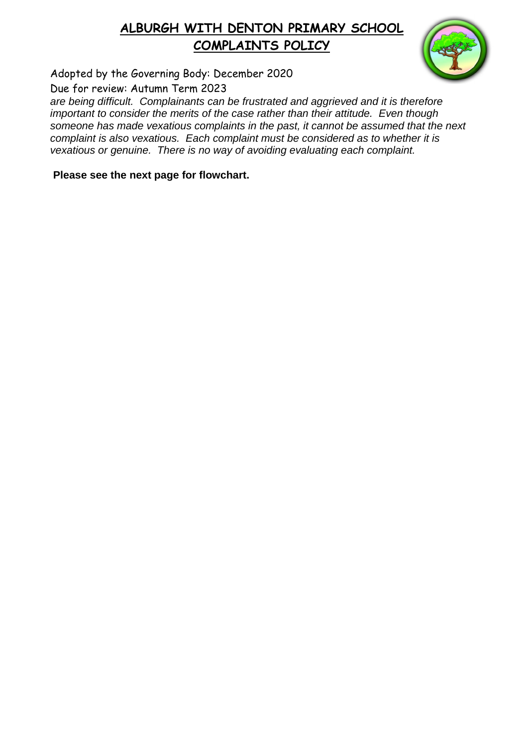# ALBURGH WITH DENTON PRIMARY SCHOOL
# COMPLAINTS POLICY

Adopted by the Governing Body: December 2020

Due for review: Autumn Term 2023

*are being difficult. Complainants can be frustrated and aggrieved and it is therefore important to consider the merits of the case rather than their attitude. Even though someone has made vexatious complaints in the past, it cannot be assumed that the next complaint is also vexatious. Each complaint must be considered as to whether it is vexatious or genuine. There is no way of avoiding evaluating each complaint.*

**Please see the next page for flowchart.**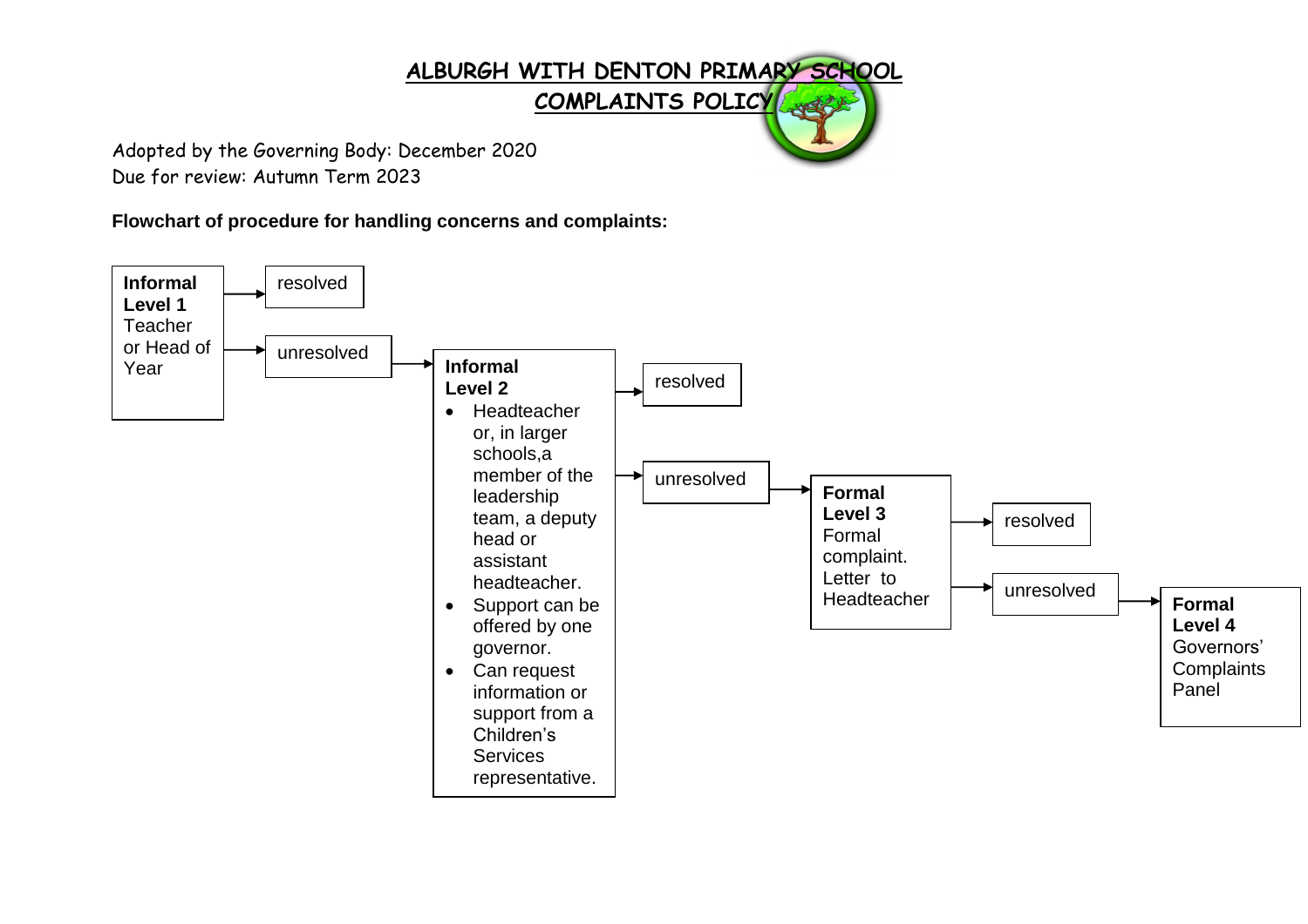# ALBURGH WITH DENTON PRIMARY SCHOOL

## COMPLAINTS POLICY

Adopted by the Governing Body: December 2020

Due for review: Autumn Term 2023

**Flowchart of procedure for handling concerns and complaints:**

**Informal Level 1**
Teacher or Head of Year

resolved

unresolved

**Informal Level 2**

- Headteacher or, in larger schools,a member of the leadership team, a deputy head or assistant headteacher.
- Support can be offered by one governor.
- Can request information or support from a Children's Services representative.

resolved

unresolved

**Formal Level 3**
Formal complaint. Letter to Headteacher

resolved

unresolved

**Formal Level 4**
Governors' Complaints Panel